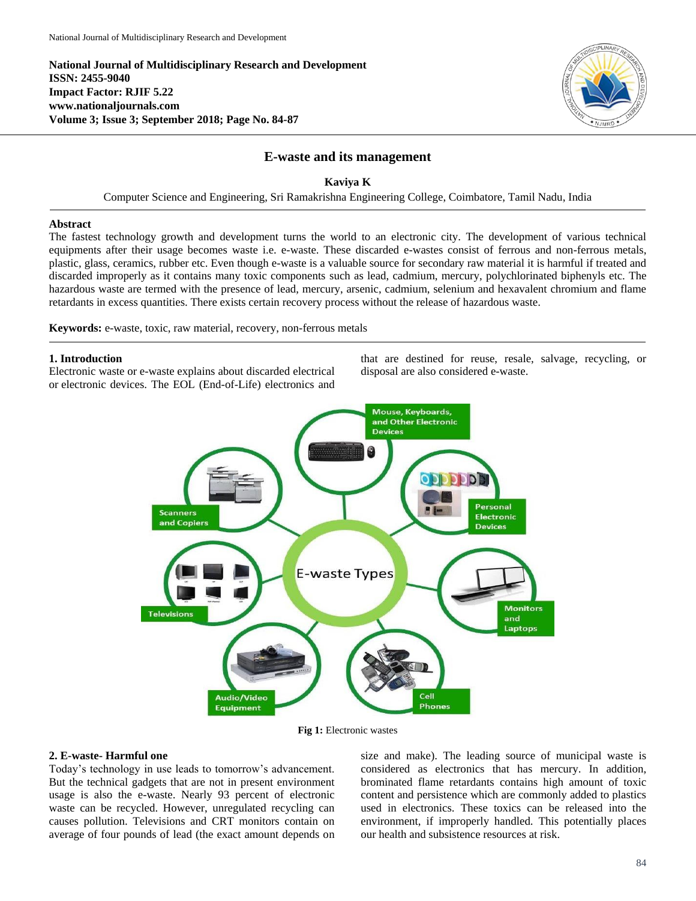**National Journal of Multidisciplinary Research and Development**
**ISSN: 2455-9040**
**Impact Factor: RJIF 5.22**
**www.nationaljournals.com**
**Volume 3; Issue 3; September 2018; Page No. 84-87**

# E-waste and its management

**Kaviya K**

Computer Science and Engineering, Sri Ramakrishna Engineering College, Coimbatore, Tamil Nadu, India

## Abstract

The fastest technology growth and development turns the world to an electronic city. The development of various technical equipments after their usage becomes waste i.e. e-waste. These discarded e-wastes consist of ferrous and non-ferrous metals, plastic, glass, ceramics, rubber etc. Even though e-waste is a valuable source for secondary raw material it is harmful if treated and discarded improperly as it contains many toxic components such as lead, cadmium, mercury, polychlorinated biphenyls etc. The hazardous waste are termed with the presence of lead, mercury, arsenic, cadmium, selenium and hexavalent chromium and flame retardants in excess quantities. There exists certain recovery process without the release of hazardous waste.

**Keywords:** e-waste, toxic, raw material, recovery, non-ferrous metals

## 1. Introduction

Electronic waste or e-waste explains about discarded electrical or electronic devices. The EOL (End-of-Life) electronics and that are destined for reuse, resale, salvage, recycling, or disposal are also considered e-waste.

**Fig 1:** Electronic wastes

## 2. E-waste- Harmful one

Today's technology in use leads to tomorrow's advancement. But the technical gadgets that are not in present environment usage is also the e-waste. Nearly 93 percent of electronic waste can be recycled. However, unregulated recycling can causes pollution. Televisions and CRT monitors contain on average of four pounds of lead (the exact amount depends on size and make). The leading source of municipal waste is considered as electronics that has mercury. In addition, brominated flame retardants contains high amount of toxic content and persistence which are commonly added to plastics used in electronics. These toxics can be released into the environment, if improperly handled. This potentially places our health and subsistence resources at risk.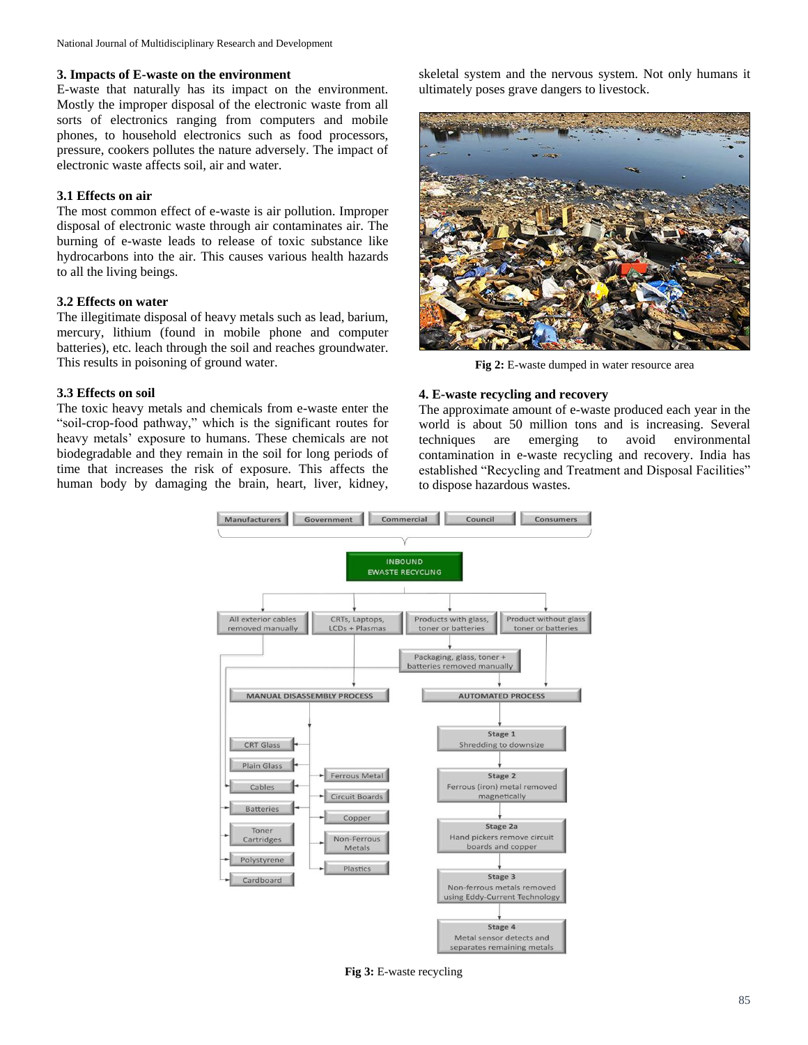### 3. Impacts of E-waste on the environment

E-waste that naturally has its impact on the environment. Mostly the improper disposal of the electronic waste from all sorts of electronics ranging from computers and mobile phones, to household electronics such as food processors, pressure, cookers pollutes the nature adversely. The impact of electronic waste affects soil, air and water.

### 3.1 Effects on air

The most common effect of e-waste is air pollution. Improper disposal of electronic waste through air contaminates air. The burning of e-waste leads to release of toxic substance like hydrocarbons into the air. This causes various health hazards to all the living beings.

### 3.2 Effects on water

The illegitimate disposal of heavy metals such as lead, barium, mercury, lithium (found in mobile phone and computer batteries), etc. leach through the soil and reaches groundwater. This results in poisoning of ground water.

### 3.3 Effects on soil

The toxic heavy metals and chemicals from e-waste enter the "soil-crop-food pathway," which is the significant routes for heavy metals' exposure to humans. These chemicals are not biodegradable and they remain in the soil for long periods of time that increases the risk of exposure. This affects the human body by damaging the brain, heart, liver, kidney, skeletal system and the nervous system. Not only humans it ultimately poses grave dangers to livestock.

**Fig 2:** E-waste dumped in water resource area

### 4. E-waste recycling and recovery

The approximate amount of e-waste produced each year in the world is about 50 million tons and is increasing. Several techniques are emerging to avoid environmental contamination in e-waste recycling and recovery. India has established "Recycling and Treatment and Disposal Facilities" to dispose hazardous wastes.

**Fig 3:** E-waste recycling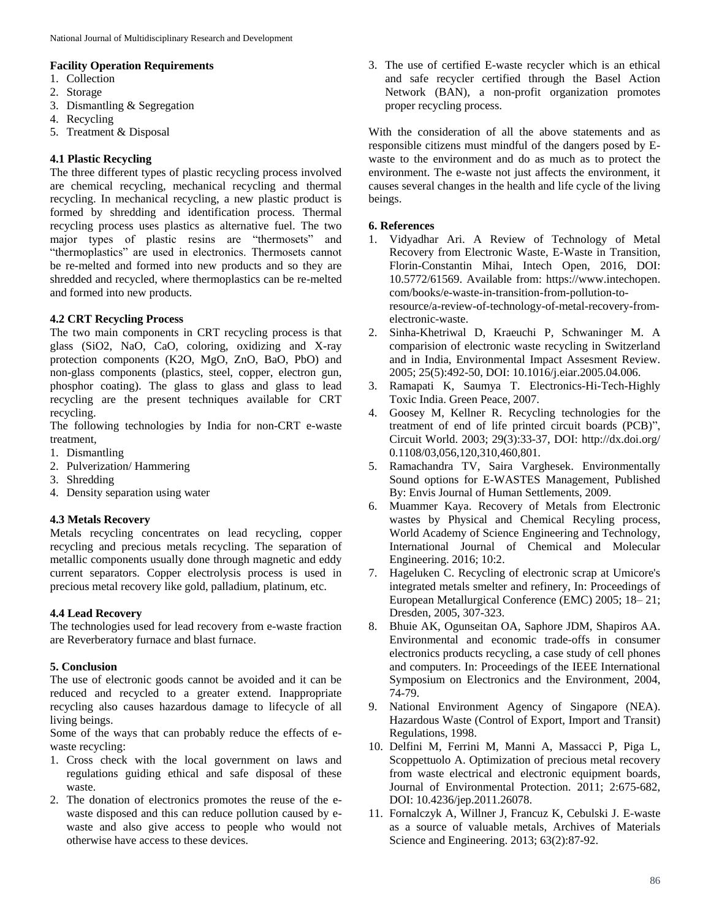**Facility Operation Requirements**

1. Collection
2. Storage
3. Dismantling & Segregation
4. Recycling
5. Treatment & Disposal

**4.1 Plastic Recycling**

The three different types of plastic recycling process involved are chemical recycling, mechanical recycling and thermal recycling. In mechanical recycling, a new plastic product is formed by shredding and identification process. Thermal recycling process uses plastics as alternative fuel. The two major types of plastic resins are "thermosets" and "thermoplastics" are used in electronics. Thermosets cannot be re-melted and formed into new products and so they are shredded and recycled, where thermoplastics can be re-melted and formed into new products.

**4.2 CRT Recycling Process**

The two main components in CRT recycling process is that glass ($SiO_2$, NaO, CaO, coloring, oxidizing and X-ray protection components ($K_2O$, MgO, ZnO, BaO, PbO) and non-glass components (plastics, steel, copper, electron gun, phosphor coating). The glass to glass and glass to lead recycling are the present techniques available for CRT recycling.

The following technologies by India for non-CRT e-waste treatment,

1. Dismantling
2. Pulverization/ Hammering
3. Shredding
4. Density separation using water

**4.3 Metals Recovery**

Metals recycling concentrates on lead recycling, copper recycling and precious metals recycling. The separation of metallic components usually done through magnetic and eddy current separators. Copper electrolysis process is used in precious metal recovery like gold, palladium, platinum, etc.

**4.4 Lead Recovery**

The technologies used for lead recovery from e-waste fraction are Reverberatory furnace and blast furnace.

**5. Conclusion**

The use of electronic goods cannot be avoided and it can be reduced and recycled to a greater extend. Inappropriate recycling also causes hazardous damage to lifecycle of all living beings.

Some of the ways that can probably reduce the effects of e-waste recycling:

1. Cross check with the local government on laws and regulations guiding ethical and safe disposal of these waste.
2. The donation of electronics promotes the reuse of the e-waste disposed and this can reduce pollution caused by e-waste and also give access to people who would not otherwise have access to these devices.
3. The use of certified E-waste recycler which is an ethical and safe recycler certified through the Basel Action Network (BAN), a non-profit organization promotes proper recycling process.

With the consideration of all the above statements and as responsible citizens must mindful of the dangers posed by E-waste to the environment and do as much as to protect the environment. The e-waste not just affects the environment, it causes several changes in the health and life cycle of the living beings.

**6. References**

1. Vidyadhar Ari. A Review of Technology of Metal Recovery from Electronic Waste, E-Waste in Transition, Florin-Constantin Mihai, Intech Open, 2016, DOI: 10.5772/61569. Available from: https://www.intechopen.com/books/e-waste-in-transition-from-pollution-to-resource/a-review-of-technology-of-metal-recovery-from-electronic-waste.
2. Sinha-Khetriwal D, Kraeuchi P, Schwaninger M. A comparision of electronic waste recycling in Switzerland and in India, Environmental Impact Assesment Review. 2005; 25(5):492-50, DOI: 10.1016/j.eiar.2005.04.006.
3. Ramapati K, Saumya T. Electronics-Hi-Tech-Highly Toxic India. Green Peace, 2007.
4. Goosey M, Kellner R. Recycling technologies for the treatment of end of life printed circuit boards (PCB)", Circuit World. 2003; 29(3):33-37, DOI: http://dx.doi.org/0.1108/03,056,120,310,460,801.
5. Ramachandra TV, Saira Varghesek. Environmentally Sound options for E-WASTES Management, Published By: Envis Journal of Human Settlements, 2009.
6. Muammer Kaya. Recovery of Metals from Electronic wastes by Physical and Chemical Recyling process, World Academy of Science Engineering and Technology, International Journal of Chemical and Molecular Engineering. 2016; 10:2.
7. Hageluken C. Recycling of electronic scrap at Umicore's integrated metals smelter and refinery, In: Proceedings of European Metallurgical Conference (EMC) 2005; 18– 21; Dresden, 2005, 307-323.
8. Bhuie AK, Ogunseitan OA, Saphore JDM, Shapiros AA. Environmental and economic trade-offs in consumer electronics products recycling, a case study of cell phones and computers. In: Proceedings of the IEEE International Symposium on Electronics and the Environment, 2004, 74-79.
9. National Environment Agency of Singapore (NEA). Hazardous Waste (Control of Export, Import and Transit) Regulations, 1998.
10. Delfini M, Ferrini M, Manni A, Massacci P, Piga L, Scoppettuolo A. Optimization of precious metal recovery from waste electrical and electronic equipment boards, Journal of Environmental Protection. 2011; 2:675-682, DOI: 10.4236/jep.2011.26078.
11. Fornalczyk A, Willner J, Francuz K, Cebulski J. E-waste as a source of valuable metals, Archives of Materials Science and Engineering. 2013; 63(2):87-92.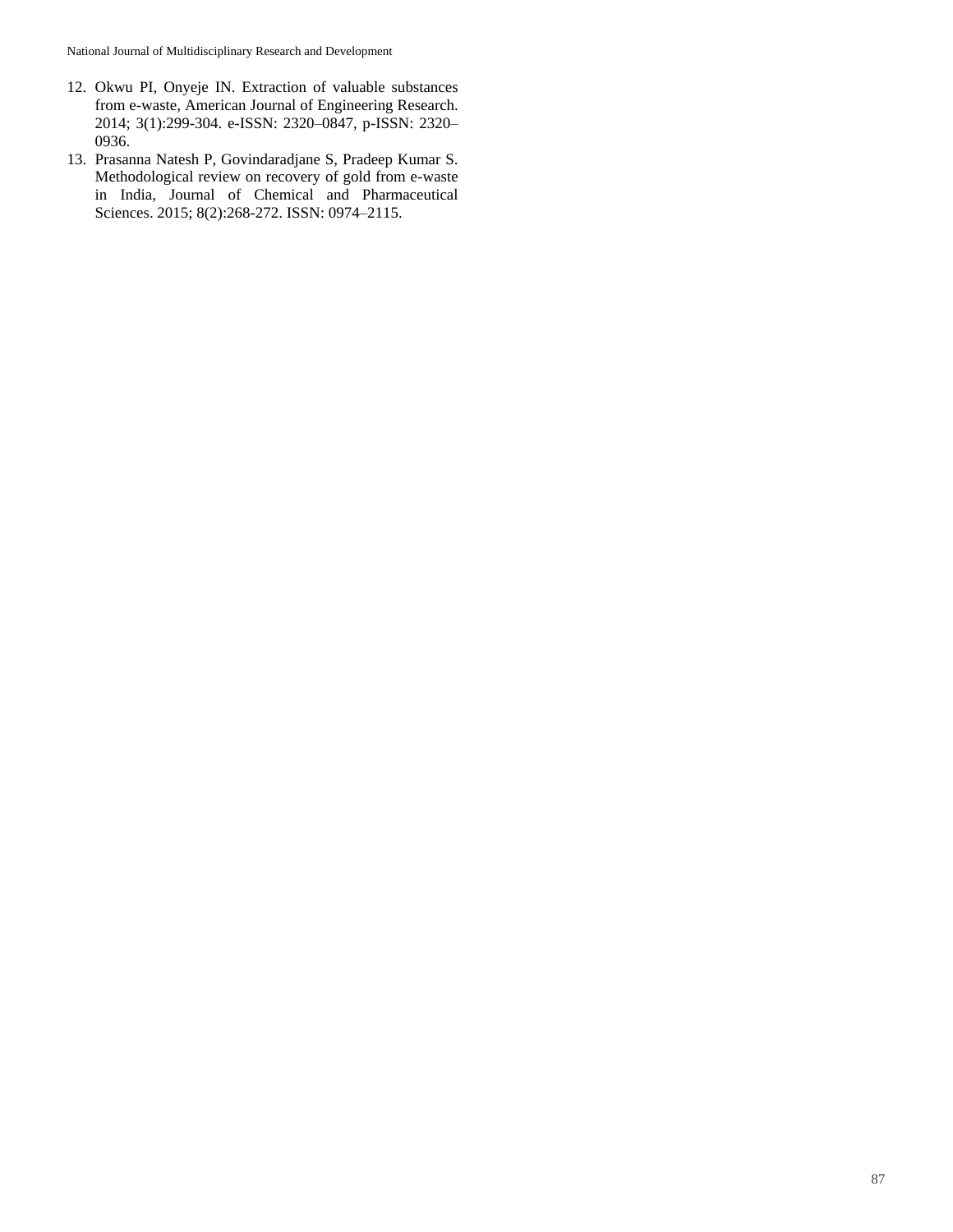12. Okwu PI, Onyeje IN. Extraction of valuable substances from e-waste, American Journal of Engineering Research. 2014; 3(1):299-304. e-ISSN: 2320–0847, p-ISSN: 2320–0936.
13. Prasanna Natesh P, Govindaradjane S, Pradeep Kumar S. Methodological review on recovery of gold from e-waste in India, Journal of Chemical and Pharmaceutical Sciences. 2015; 8(2):268-272. ISSN: 0974–2115.